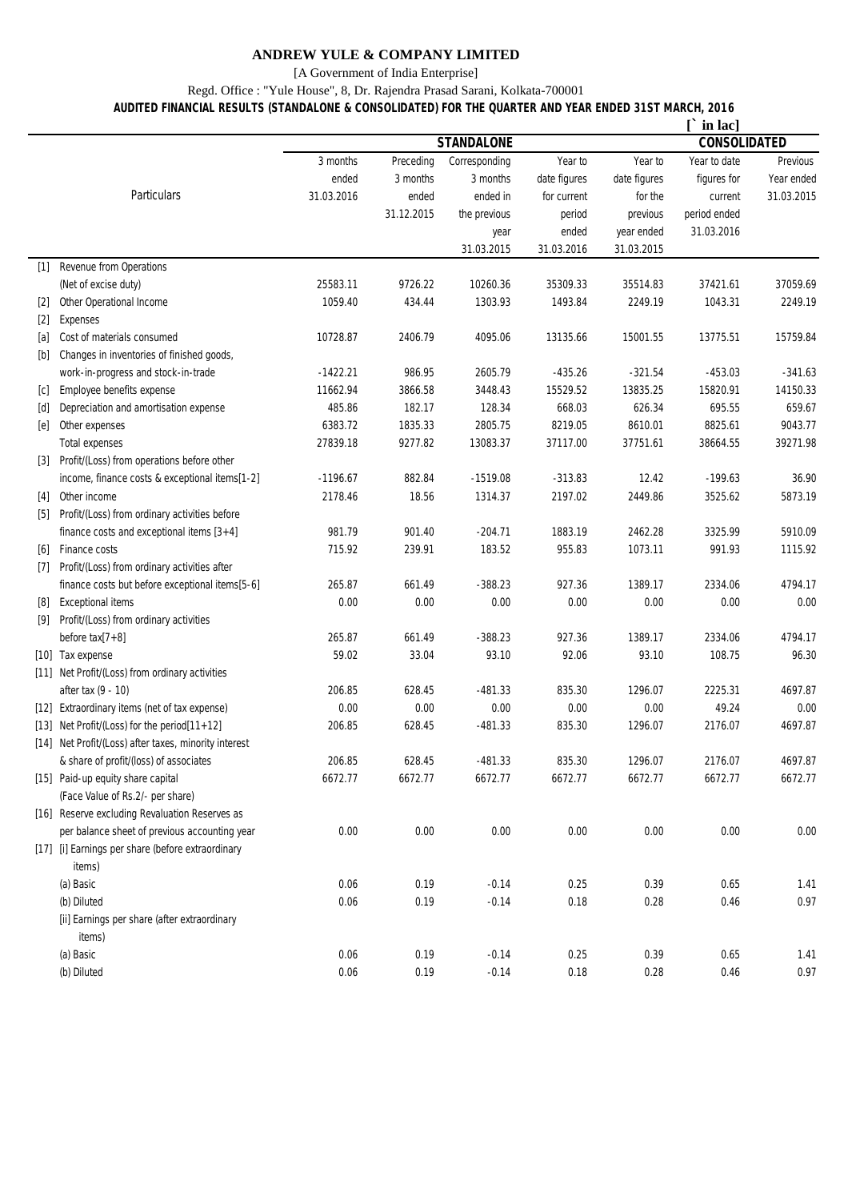# ANDREW YULE & COMPANY LIMITED

[A Government of India Enterprise]

Regd. Office : "Yule House", 8, Dr. Rajendra Prasad Sarani, Kolkata-700001

**AUDITED FINANCIAL RESULTS (STANDALONE & CONSOLIDATED) FOR THE QUARTER AND YEAR ENDED 31ST MARCH, 2016**

[` in lac]

| | Particulars | STANDALONE | | | | | CONSOLIDATED | |
|---|---|---|---|---|---|---|---|---|
| | | 3 months ended 31.03.2016 | Preceding 3 months ended 31.12.2015 | Corresponding 3 months ended in the previous year 31.03.2015 | Year to date figures for current period ended 31.03.2016 | Year to date figures for the previous year ended 31.03.2015 | Year to date figures for current period ended 31.03.2016 | Previous Year ended 31.03.2015 |
| [1] | Revenue from Operations (Net of excise duty) | 25583.11 | 9726.22 | 10260.36 | 35309.33 | 35514.83 | 37421.61 | 37059.69 |
| [2] | Other Operational Income | 1059.40 | 434.44 | 1303.93 | 1493.84 | 2249.19 | 1043.31 | 2249.19 |
| [2] | Expenses | | | | | | | |
| [a] | Cost of materials consumed | 10728.87 | 2406.79 | 4095.06 | 13135.66 | 15001.55 | 13775.51 | 15759.84 |
| [b] | Changes in inventories of finished goods, work-in-progress and stock-in-trade | -1422.21 | 986.95 | 2605.79 | -435.26 | -321.54 | -453.03 | -341.63 |
| [c] | Employee benefits expense | 11662.94 | 3866.58 | 3448.43 | 15529.52 | 13835.25 | 15820.91 | 14150.33 |
| [d] | Depreciation and amortisation expense | 485.86 | 182.17 | 128.34 | 668.03 | 626.34 | 695.55 | 659.67 |
| [e] | Other expenses | 6383.72 | 1835.33 | 2805.75 | 8219.05 | 8610.01 | 8825.61 | 9043.77 |
| | Total expenses | 27839.18 | 9277.82 | 13083.37 | 37117.00 | 37751.61 | 38664.55 | 39271.98 |
| [3] | Profit/(Loss) from operations before other income, finance costs & exceptional items[1-2] | -1196.67 | 882.84 | -1519.08 | -313.83 | 12.42 | -199.63 | 36.90 |
| [4] | Other income | 2178.46 | 18.56 | 1314.37 | 2197.02 | 2449.86 | 3525.62 | 5873.19 |
| [5] | Profit/(Loss) from ordinary activities before finance costs and exceptional items [3+4] | 981.79 | 901.40 | -204.71 | 1883.19 | 2462.28 | 3325.99 | 5910.09 |
| [6] | Finance costs | 715.92 | 239.91 | 183.52 | 955.83 | 1073.11 | 991.93 | 1115.92 |
| [7] | Profit/(Loss) from ordinary activities after finance costs but before exceptional items[5-6] | 265.87 | 661.49 | -388.23 | 927.36 | 1389.17 | 2334.06 | 4794.17 |
| [8] | Exceptional items | 0.00 | 0.00 | 0.00 | 0.00 | 0.00 | 0.00 | 0.00 |
| [9] | Profit/(Loss) from ordinary activities before tax[7+8] | 265.87 | 661.49 | -388.23 | 927.36 | 1389.17 | 2334.06 | 4794.17 |
| [10] | Tax expense | 59.02 | 33.04 | 93.10 | 92.06 | 93.10 | 108.75 | 96.30 |
| [11] | Net Profit/(Loss) from ordinary activities after tax (9 - 10) | 206.85 | 628.45 | -481.33 | 835.30 | 1296.07 | 2225.31 | 4697.87 |
| [12] | Extraordinary items (net of tax expense) | 0.00 | 0.00 | 0.00 | 0.00 | 0.00 | 49.24 | 0.00 |
| [13] | Net Profit/(Loss) for the period[11+12] | 206.85 | 628.45 | -481.33 | 835.30 | 1296.07 | 2176.07 | 4697.87 |
| [14] | Net Profit/(Loss) after taxes, minority interest & share of profit/(loss) of associates | 206.85 | 628.45 | -481.33 | 835.30 | 1296.07 | 2176.07 | 4697.87 |
| [15] | Paid-up equity share capital (Face Value of Rs.2/- per share) | 6672.77 | 6672.77 | 6672.77 | 6672.77 | 6672.77 | 6672.77 | 6672.77 |
| [16] | Reserve excluding Revaluation Reserves as per balance sheet of previous accounting year | 0.00 | 0.00 | 0.00 | 0.00 | 0.00 | 0.00 | 0.00 |
| [17] | [i] Earnings per share (before extraordinary items) | | | | | | | |
| | (a) Basic | 0.06 | 0.19 | -0.14 | 0.25 | 0.39 | 0.65 | 1.41 |
| | (b) Diluted | 0.06 | 0.19 | -0.14 | 0.18 | 0.28 | 0.46 | 0.97 |
| | [ii] Earnings per share (after extraordinary items) | | | | | | | |
| | (a) Basic | 0.06 | 0.19 | -0.14 | 0.25 | 0.39 | 0.65 | 1.41 |
| | (b) Diluted | 0.06 | 0.19 | -0.14 | 0.18 | 0.28 | 0.46 | 0.97 |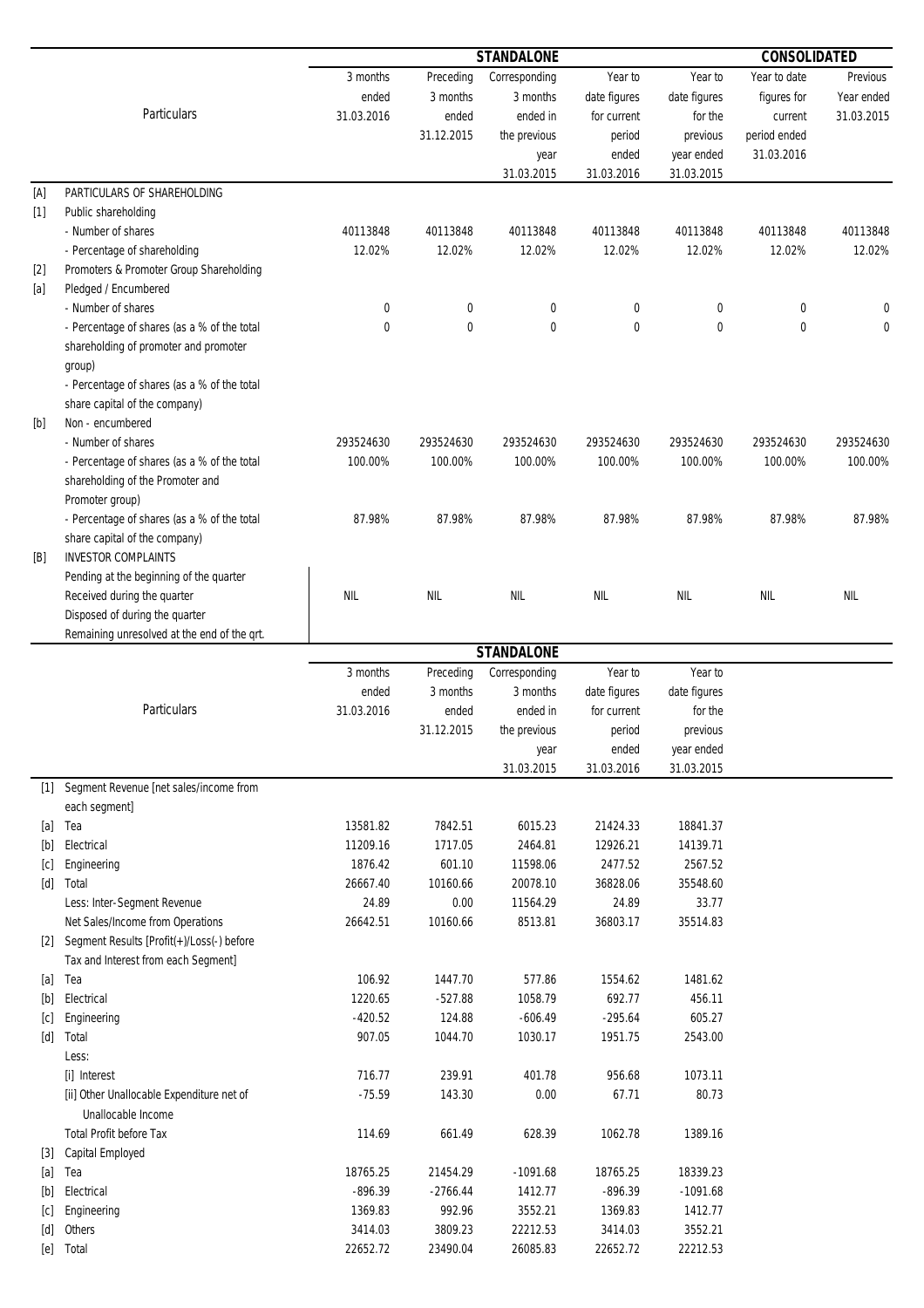| | Particulars | STANDALONE | | | | | CONSOLIDATED | |
|---|---|---|---|---|---|---|---|---|
| | | 3 months ended 31.03.2016 | Preceding 3 months ended 31.12.2015 | Corresponding 3 months ended in the previous year 31.03.2015 | Year to date figures for current period ended 31.03.2016 | Year to date figures for the previous year ended 31.03.2015 | Year to date figures for current period ended 31.03.2016 | Previous Year ended 31.03.2015 |
| [A] | PARTICULARS OF SHAREHOLDING | | | | | | | |
| [1] | Public shareholding | | | | | | | |
| | - Number of shares | 40113848 | 40113848 | 40113848 | 40113848 | 40113848 | 40113848 | 40113848 |
| | - Percentage of shareholding | 12.02% | 12.02% | 12.02% | 12.02% | 12.02% | 12.02% | 12.02% |
| [2] | Promoters & Promoter Group Shareholding | | | | | | | |
| [a] | Pledged / Encumbered | | | | | | | |
| | - Number of shares | 0 | 0 | 0 | 0 | 0 | 0 | 0 |
| | - Percentage of shares (as a % of the total shareholding of promoter and promoter group) | 0 | 0 | 0 | 0 | 0 | 0 | 0 |
| | - Percentage of shares (as a % of the total share capital of the company) | | | | | | | |
| [b] | Non - encumbered | | | | | | | |
| | - Number of shares | 293524630 | 293524630 | 293524630 | 293524630 | 293524630 | 293524630 | 293524630 |
| | - Percentage of shares (as a % of the total shareholding of the Promoter and Promoter group) | 100.00% | 100.00% | 100.00% | 100.00% | 100.00% | 100.00% | 100.00% |
| | - Percentage of shares (as a % of the total share capital of the company) | 87.98% | 87.98% | 87.98% | 87.98% | 87.98% | 87.98% | 87.98% |
| [B] | INVESTOR COMPLAINTS | | | | | | | |
| | Pending at the beginning of the quarter | | | | | | | |
| | Received during the quarter | NIL | NIL | NIL | NIL | NIL | NIL | NIL |
| | Disposed of during the quarter | | | | | | | |
| | Remaining unresolved at the end of the qrt. | | | | | | | |

| | Particulars | STANDALONE | | | | |
|---|---|---|---|---|---|---|
| | | 3 months ended 31.03.2016 | Preceding 3 months ended 31.12.2015 | Corresponding 3 months ended in the previous year 31.03.2015 | Year to date figures for current period ended 31.03.2016 | Year to date figures for the previous year ended 31.03.2015 |
| [1] | Segment Revenue [net sales/income from each segment] | | | | | |
| [a] | Tea | 13581.82 | 7842.51 | 6015.23 | 21424.33 | 18841.37 |
| [b] | Electrical | 11209.16 | 1717.05 | 2464.81 | 12926.21 | 14139.71 |
| [c] | Engineering | 1876.42 | 601.10 | 11598.06 | 2477.52 | 2567.52 |
| [d] | Total | 26667.40 | 10160.66 | 20078.10 | 36828.06 | 35548.60 |
| | Less: Inter-Segment Revenue | 24.89 | 0.00 | 11564.29 | 24.89 | 33.77 |
| | Net Sales/Income from Operations | 26642.51 | 10160.66 | 8513.81 | 36803.17 | 35514.83 |
| [2] | Segment Results [Profit(+)/Loss(-) before Tax and Interest from each Segment] | | | | | |
| [a] | Tea | 106.92 | 1447.70 | 577.86 | 1554.62 | 1481.62 |
| [b] | Electrical | 1220.65 | -527.88 | 1058.79 | 692.77 | 456.11 |
| [c] | Engineering | -420.52 | 124.88 | -606.49 | -295.64 | 605.27 |
| [d] | Total | 907.05 | 1044.70 | 1030.17 | 1951.75 | 2543.00 |
| | Less: | | | | | |
| | [i] Interest | 716.77 | 239.91 | 401.78 | 956.68 | 1073.11 |
| | [ii] Other Unallocable Expenditure net of Unallocable Income | -75.59 | 143.30 | 0.00 | 67.71 | 80.73 |
| | Total Profit before Tax | 114.69 | 661.49 | 628.39 | 1062.78 | 1389.16 |
| [3] | Capital Employed | | | | | |
| [a] | Tea | 18765.25 | 21454.29 | -1091.68 | 18765.25 | 18339.23 |
| [b] | Electrical | -896.39 | -2766.44 | 1412.77 | -896.39 | -1091.68 |
| [c] | Engineering | 1369.83 | 992.96 | 3552.21 | 1369.83 | 1412.77 |
| [d] | Others | 3414.03 | 3809.23 | 22212.53 | 3414.03 | 3552.21 |
| [e] | Total | 22652.72 | 23490.04 | 26085.83 | 22652.72 | 22212.53 |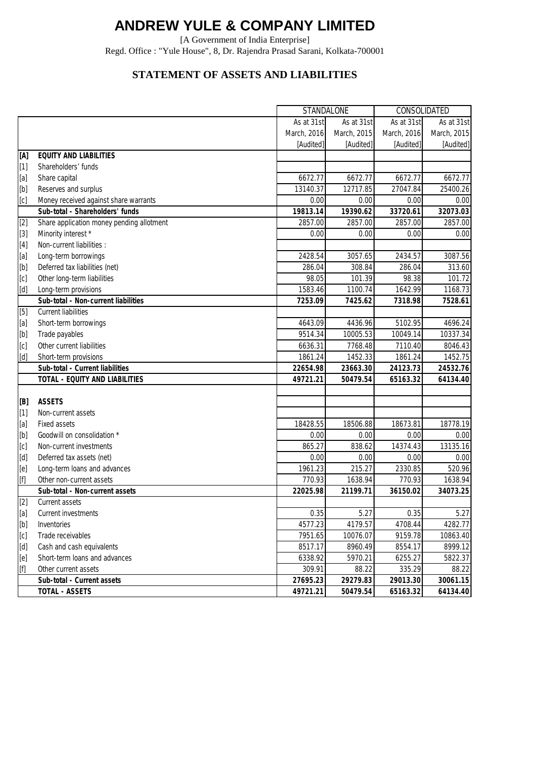# ANDREW YULE & COMPANY LIMITED

[A Government of India Enterprise]

Regd. Office : "Yule House", 8, Dr. Rajendra Prasad Sarani, Kolkata-700001

## STATEMENT OF ASSETS AND LIABILITIES

| | | STANDALONE | | CONSOLIDATED | |
|---|---|---|---|---|---|
| | | As at 31st March, 2016 [Audited] | As at 31st March, 2015 [Audited] | As at 31st March, 2016 [Audited] | As at 31st March, 2015 [Audited] |
| **[A]** | **EQUITY AND LIABILITIES** | | | | |
| [1] | Shareholders' funds | | | | |
| [a] | Share capital | 6672.77 | 6672.77 | 6672.77 | 6672.77 |
| [b] | Reserves and surplus | 13140.37 | 12717.85 | 27047.84 | 25400.26 |
| [c] | Money received against share warrants | 0.00 | 0.00 | 0.00 | 0.00 |
| | **Sub-total - Shareholders' funds** | **19813.14** | **19390.62** | **33720.61** | **32073.03** |
| [2] | Share application money pending allotment | 2857.00 | 2857.00 | 2857.00 | 2857.00 |
| [3] | Minority interest * | 0.00 | 0.00 | 0.00 | 0.00 |
| [4] | Non-current liabilities : | | | | |
| [a] | Long-term borrowings | 2428.54 | 3057.65 | 2434.57 | 3087.56 |
| [b] | Deferred tax liabilities (net) | 286.04 | 308.84 | 286.04 | 313.60 |
| [c] | Other long-term liabilities | 98.05 | 101.39 | 98.38 | 101.72 |
| [d] | Long-term provisions | 1583.46 | 1100.74 | 1642.99 | 1168.73 |
| | **Sub-total - Non-current liabilities** | **7253.09** | **7425.62** | **7318.98** | **7528.61** |
| [5] | Current liabilities | | | | |
| [a] | Short-term borrowings | 4643.09 | 4436.96 | 5102.95 | 4696.24 |
| [b] | Trade payables | 9514.34 | 10005.53 | 10049.14 | 10337.34 |
| [c] | Other current liabilities | 6636.31 | 7768.48 | 7110.40 | 8046.43 |
| [d] | Short-term provisions | 1861.24 | 1452.33 | 1861.24 | 1452.75 |
| | **Sub-total - Current liabilities** | **22654.98** | **23663.30** | **24123.73** | **24532.76** |
| | **TOTAL - EQUITY AND LIABILITIES** | **49721.21** | **50479.54** | **65163.32** | **64134.40** |
| | | | | | |
| **[B]** | **ASSETS** | | | | |
| [1] | Non-current assets | | | | |
| [a] | Fixed assets | 18428.55 | 18506.88 | 18673.81 | 18778.19 |
| [b] | Goodwill on consolidation * | 0.00 | 0.00 | 0.00 | 0.00 |
| [c] | Non-current investments | 865.27 | 838.62 | 14374.43 | 13135.16 |
| [d] | Deferred tax assets (net) | 0.00 | 0.00 | 0.00 | 0.00 |
| [e] | Long-term loans and advances | 1961.23 | 215.27 | 2330.85 | 520.96 |
| [f] | Other non-current assets | 770.93 | 1638.94 | 770.93 | 1638.94 |
| | **Sub-total - Non-current assets** | **22025.98** | **21199.71** | **36150.02** | **34073.25** |
| [2] | Current assets | | | | |
| [a] | Current investments | 0.35 | 5.27 | 0.35 | 5.27 |
| [b] | Inventories | 4577.23 | 4179.57 | 4708.44 | 4282.77 |
| [c] | Trade receivables | 7951.65 | 10076.07 | 9159.78 | 10863.40 |
| [d] | Cash and cash equivalents | 8517.17 | 8960.49 | 8554.17 | 8999.12 |
| [e] | Short-term loans and advances | 6338.92 | 5970.21 | 6255.27 | 5822.37 |
| [f] | Other current assets | 309.91 | 88.22 | 335.29 | 88.22 |
| | **Sub-total - Current assets** | **27695.23** | **29279.83** | **29013.30** | **30061.15** |
| | **TOTAL - ASSETS** | **49721.21** | **50479.54** | **65163.32** | **64134.40** |